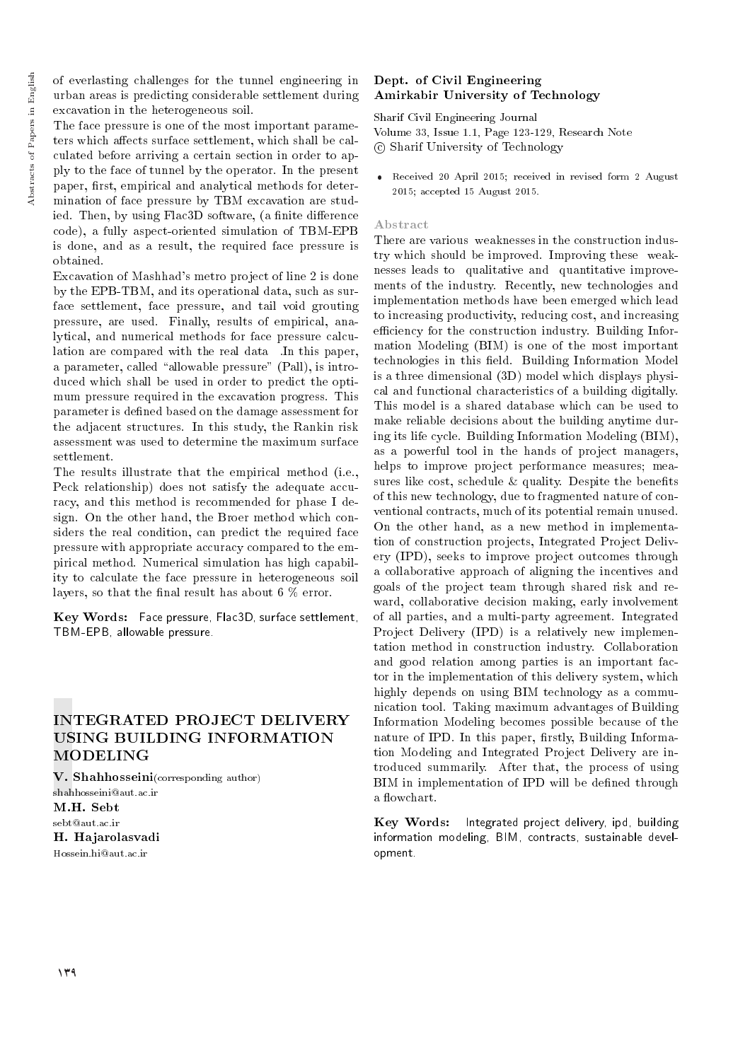of everlasting challenges for the tunnel engineering in urban areas is predicting considerable settlement during excavation in the heterogeneous soil.

The face pressure is one of the most important parameters which affects surface settlement, which shall be calculated before arriving a certain section in order to apply to the face of tunnel by the operator. In the present paper, first, empirical and analytical methods for determination of face pressure by TBM excavation are studied. Then, by using Flac3D software, (a finite difference code), a fully aspect-oriented simulation of TBM-EPB is done, and as a result, the required face pressure is obtained.

Excavation of Mashhad's metro project of line 2 is done by the EPB-TBM, and its operational data, such as surface settlement, face pressure, and tail void grouting pressure, are used. Finally, results of empirical, analytical, and numerical methods for face pressure calculation are compared with the real data .In this paper, a parameter, called "allowable pressure" (Pall), is introduced which shall be used in order to predict the optimum pressure required in the excavation progress. This parameter is defined based on the damage assessment for the adjacent structures. In this study, the Rankin risk assessment was used to determine the maximum surface settlement.

The results illustrate that the empirical method (i.e., Peck relationship) does not satisfy the adequate accuracy, and this method is recommended for phase I design. On the other hand, the Broer method which considers the real condition, can predict the required face pressure with appropriate accuracy compared to the empirical method. Numerical simulation has high capability to calculate the face pressure in heterogeneous soil layers, so that the final result has about 6 % error.

**Key Words:** Face pressure, Flac3D, surface settlement, TBM-EPB, allowable pressure.

# INTEGRATED PROJECT DELIVERY USING BUILDING INFORMATION MODELING

**V. Shahhosseini**(corresponding author)
shahhosseini@aut.ac.ir

**M.H. Sebt**
sebt@aut.ac.ir

**H. Hajarolasvadi**
Hossein.hi@aut.ac.ir

**Dept. of Civil Engineering**
**Amirkabir University of Technology**

Sharif Civil Engineering Journal
Volume 33, Issue 1.1, Page 123-129, Research Note
© Sharif University of Technology

- Received 20 April 2015; received in revised form 2 August 2015; accepted 15 August 2015.

## Abstract

There are various weaknesses in the construction industry which should be improved. Improving these weaknesses leads to qualitative and quantitative improvements of the industry. Recently, new technologies and implementation methods have been emerged which lead to increasing productivity, reducing cost, and increasing efficiency for the construction industry. Building Information Modeling (BIM) is one of the most important technologies in this field. Building Information Model is a three dimensional (3D) model which displays physical and functional characteristics of a building digitally. This model is a shared database which can be used to make reliable decisions about the building anytime during its life cycle. Building Information Modeling (BIM), as a powerful tool in the hands of project managers, helps to improve project performance measures; measures like cost, schedule & quality. Despite the benefits of this new technology, due to fragmented nature of conventional contracts, much of its potential remain unused. On the other hand, as a new method in implementation of construction projects, Integrated Project Delivery (IPD), seeks to improve project outcomes through a collaborative approach of aligning the incentives and goals of the project team through shared risk and reward, collaborative decision making, early involvement of all parties, and a multi-party agreement. Integrated Project Delivery (IPD) is a relatively new implementation method in construction industry. Collaboration and good relation among parties is an important factor in the implementation of this delivery system, which highly depends on using BIM technology as a communication tool. Taking maximum advantages of Building Information Modeling becomes possible because of the nature of IPD. In this paper, firstly, Building Information Modeling and Integrated Project Delivery are introduced summarily. After that, the process of using BIM in implementation of IPD will be defined through a flowchart.

**Key Words:** Integrated project delivery, ipd, building information modeling, BIM, contracts, sustainable development.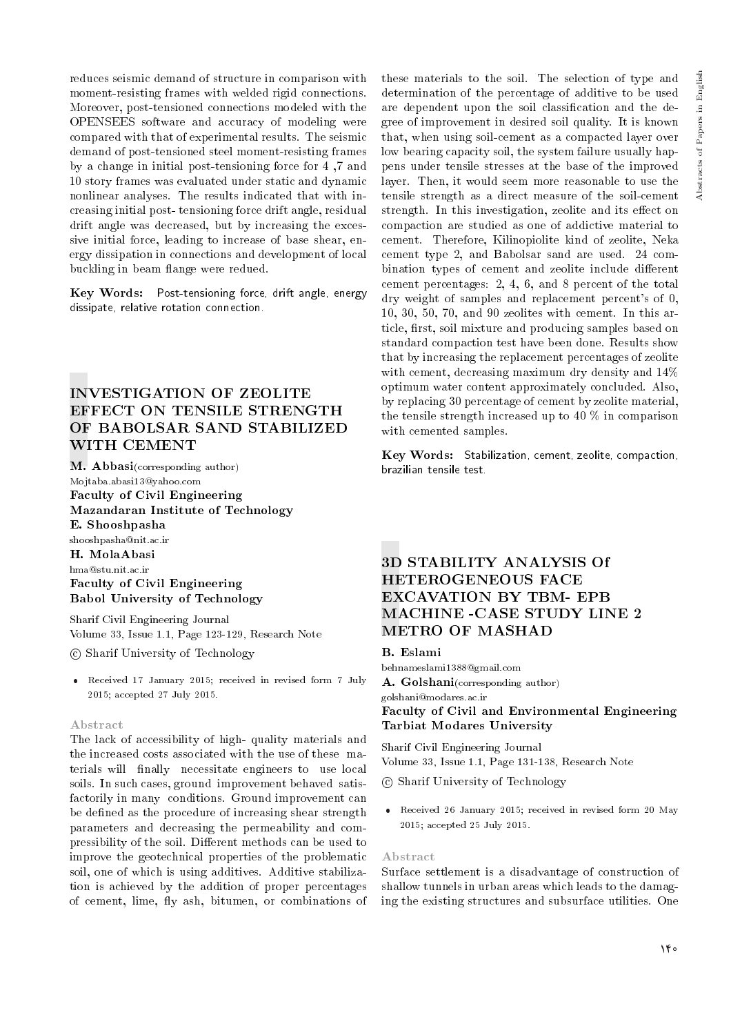reduces seismic demand of structure in comparison with moment-resisting frames with welded rigid connections. Moreover, post-tensioned connections modeled with the OPENSEES software and accuracy of modeling were compared with that of experimental results. The seismic demand of post-tensioned steel moment-resisting frames by a change in initial post-tensioning force for 4 ,7 and 10 story frames was evaluated under static and dynamic nonlinear analyses. The results indicated that with increasing initial post- tensioning force drift angle, residual drift angle was decreased, but by increasing the excessive initial force, leading to increase of base shear, energy dissipation in connections and development of local buckling in beam flange were redued.

**Key Words:** Post-tensioning force, drift angle, energy dissipate, relative rotation connection.

## INVESTIGATION OF ZEOLITE EFFECT ON TENSILE STRENGTH OF BABOLSAR SAND STABILIZED WITH CEMENT

**M. Abbasi**(corresponding author)
Mojtaba.abasi13@yahoo.com
**Faculty of Civil Engineering**
**Mazandaran Institute of Technology**
**E. Shooshpasha**
shooshpasha@nit.ac.ir
**H. MolaAbasi**
hma@stu.nit.ac.ir
**Faculty of Civil Engineering**
**Babol University of Technology**

Sharif Civil Engineering Journal
Volume 33, Issue 1.1, Page 123-129, Research Note

© Sharif University of Technology

- Received 17 January 2015; received in revised form 7 July 2015; accepted 27 July 2015.

### Abstract

The lack of accessibility of high- quality materials and the increased costs associated with the use of these materials will finally necessitate engineers to use local soils. In such cases, ground improvement behaved satisfactorily in many conditions. Ground improvement can be defined as the procedure of increasing shear strength parameters and decreasing the permeability and compressibility of the soil. Different methods can be used to improve the geotechnical properties of the problematic soil, one of which is using additives. Additive stabilization is achieved by the addition of proper percentages of cement, lime, fly ash, bitumen, or combinations of these materials to the soil. The selection of type and determination of the percentage of additive to be used are dependent upon the soil classification and the degree of improvement in desired soil quality. It is known that, when using soil-cement as a compacted layer over low bearing capacity soil, the system failure usually happens under tensile stresses at the base of the improved layer. Then, it would seem more reasonable to use the tensile strength as a direct measure of the soil-cement strength. In this investigation, zeolite and its effect on compaction are studied as one of addictive material to cement. Therefore, Kilinopiolite kind of zeolite, Neka cement type 2, and Babolsar sand are used. 24 combination types of cement and zeolite include different cement percentages: 2, 4, 6, and 8 percent of the total dry weight of samples and replacement percent's of 0, 10, 30, 50, 70, and 90 zeolites with cement. In this article, first, soil mixture and producing samples based on standard compaction test have been done. Results show that by increasing the replacement percentages of zeolite with cement, decreasing maximum dry density and 14% optimum water content approximately concluded. Also, by replacing 30 percentage of cement by zeolite material, the tensile strength increased up to 40 % in comparison with cemented samples.

**Key Words:** Stabilization, cement, zeolite, compaction, brazilian tensile test.

## 3D STABILITY ANALYSIS Of HETEROGENEOUS FACE EXCAVATION BY TBM- EPB MACHINE -CASE STUDY LINE 2 METRO OF MASHAD

**B. Eslami**
behnameslami1388@gmail.com
**A. Golshani**(corresponding author)
golshani@modares.ac.ir
**Faculty of Civil and Environmental Engineering**
**Tarbiat Modares University**

Sharif Civil Engineering Journal
Volume 33, Issue 1.1, Page 131-138, Research Note

© Sharif University of Technology

- Received 26 January 2015; received in revised form 20 May 2015; accepted 25 July 2015.

### Abstract

Surface settlement is a disadvantage of construction of shallow tunnels in urban areas which leads to the damaging the existing structures and subsurface utilities. One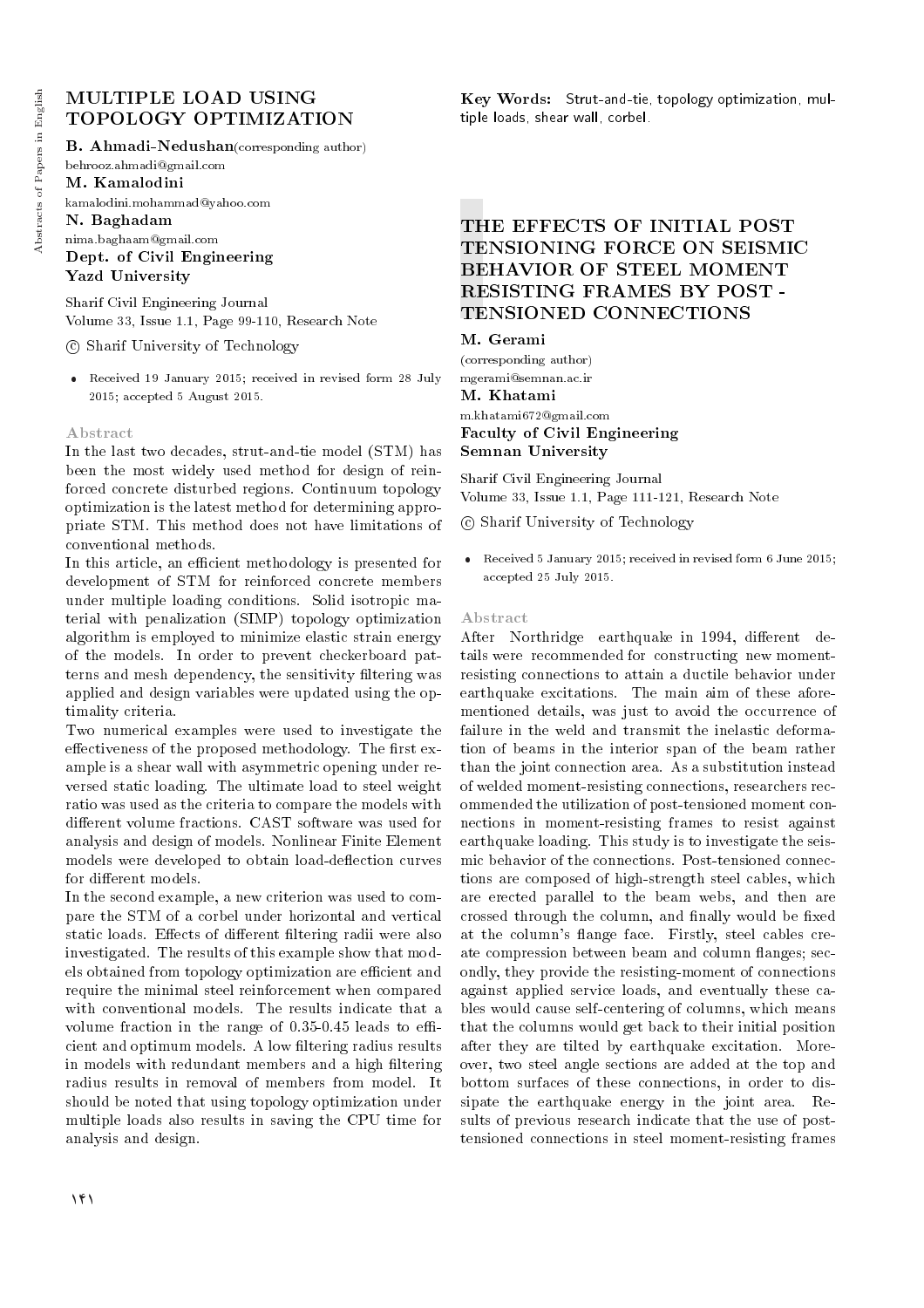# MULTIPLE LOAD USING TOPOLOGY OPTIMIZATION

**B. Ahmadi-Nedushan**(corresponding author)
behrooz.ahmadi@gmail.com
**M. Kamalodini**
kamalodini.mohammad@yahoo.com
**N. Baghadam**
nima.baghaam@gmail.com
**Dept. of Civil Engineering**
**Yazd University**

Sharif Civil Engineering Journal
Volume 33, Issue 1.1, Page 99-110, Research Note

© Sharif University of Technology

- Received 19 January 2015; received in revised form 28 July 2015; accepted 5 August 2015.

### Abstract

In the last two decades, strut-and-tie model (STM) has been the most widely used method for design of reinforced concrete disturbed regions. Continuum topology optimization is the latest method for determining appropriate STM. This method does not have limitations of conventional methods.

In this article, an efficient methodology is presented for development of STM for reinforced concrete members under multiple loading conditions. Solid isotropic material with penalization (SIMP) topology optimization algorithm is employed to minimize elastic strain energy of the models. In order to prevent checkerboard patterns and mesh dependency, the sensitivity filtering was applied and design variables were updated using the optimality criteria.

Two numerical examples were used to investigate the effectiveness of the proposed methodology. The first example is a shear wall with asymmetric opening under reversed static loading. The ultimate load to steel weight ratio was used as the criteria to compare the models with different volume fractions. CAST software was used for analysis and design of models. Nonlinear Finite Element models were developed to obtain load-deflection curves for different models.

In the second example, a new criterion was used to compare the STM of a corbel under horizontal and vertical static loads. Effects of different filtering radii were also investigated. The results of this example show that models obtained from topology optimization are efficient and require the minimal steel reinforcement when compared with conventional models. The results indicate that a volume fraction in the range of 0.35-0.45 leads to efficient and optimum models. A low filtering radius results in models with redundant members and a high filtering radius results in removal of members from model. It should be noted that using topology optimization under multiple loads also results in saving the CPU time for analysis and design.

**Key Words:** Strut-and-tie, topology optimization, multiple loads, shear wall, corbel.

# THE EFFECTS OF INITIAL POST TENSIONING FORCE ON SEISMIC BEHAVIOR OF STEEL MOMENT RESISTING FRAMES BY POST - TENSIONED CONNECTIONS

**M. Gerami**
(corresponding author)
mgerami@semnan.ac.ir
**M. Khatami**
m.khatami672@gmail.com
**Faculty of Civil Engineering**
**Semnan University**

Sharif Civil Engineering Journal
Volume 33, Issue 1.1, Page 111-121, Research Note

© Sharif University of Technology

- Received 5 January 2015; received in revised form 6 June 2015; accepted 25 July 2015.

### Abstract

After Northridge earthquake in 1994, different details were recommended for constructing new moment-resisting connections to attain a ductile behavior under earthquake excitations. The main aim of these aforementioned details, was just to avoid the occurrence of failure in the weld and transmit the inelastic deformation of beams in the interior span of the beam rather than the joint connection area. As a substitution instead of welded moment-resisting connections, researchers recommended the utilization of post-tensioned moment connections in moment-resisting frames to resist against earthquake loading. This study is to investigate the seismic behavior of the connections. Post-tensioned connections are composed of high-strength steel cables, which are erected parallel to the beam webs, and then are crossed through the column, and finally would be fixed at the column's flange face. Firstly, steel cables create compression between beam and column flanges; secondly, they provide the resisting-moment of connections against applied service loads, and eventually these cables would cause self-centering of columns, which means that the columns would get back to their initial position after they are tilted by earthquake excitation. Moreover, two steel angle sections are added at the top and bottom surfaces of these connections, in order to dissipate the earthquake energy in the joint area. Results of previous research indicate that the use of post-tensioned connections in steel moment-resisting frames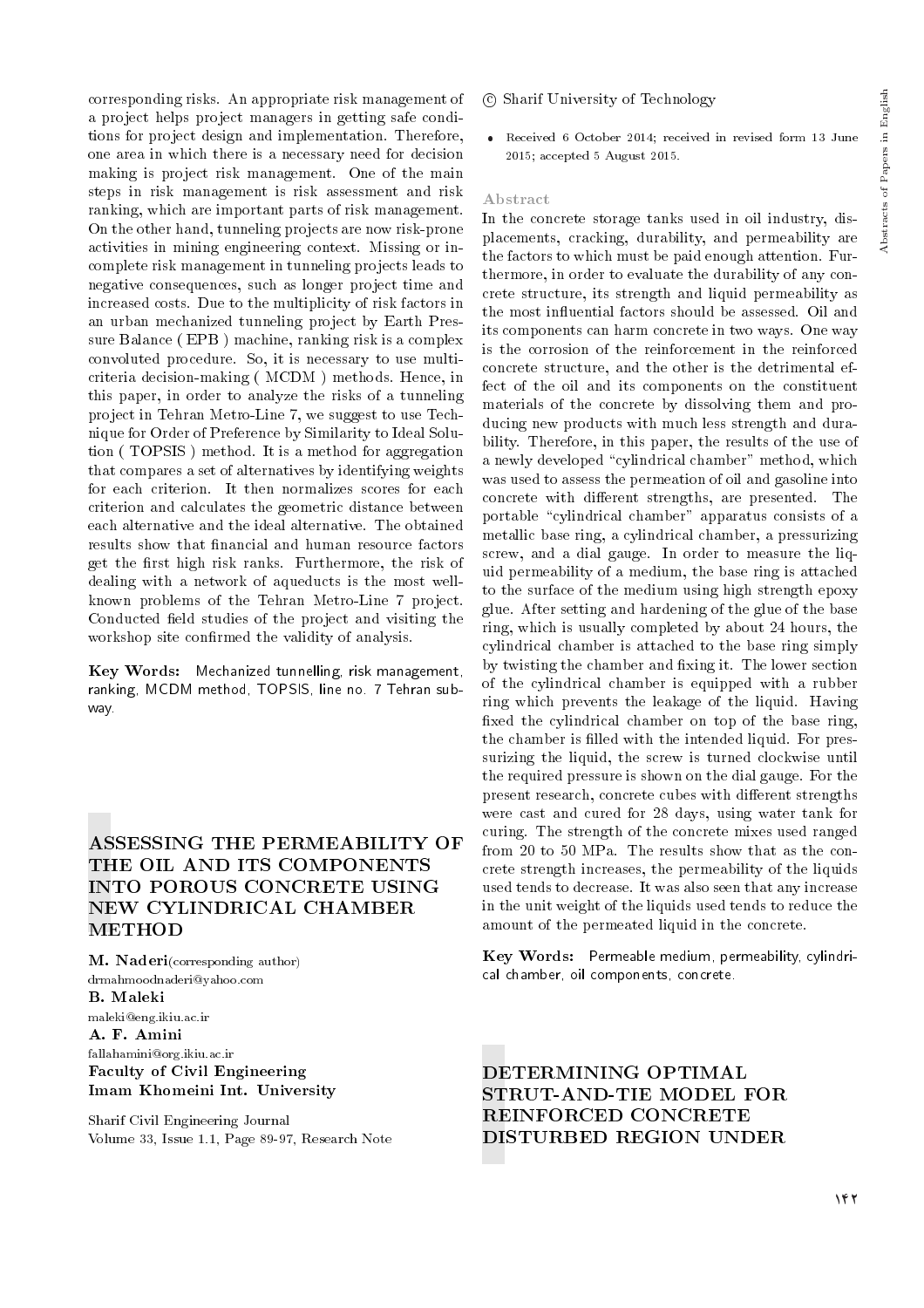corresponding risks. An appropriate risk management of a project helps project managers in getting safe conditions for project design and implementation. Therefore, one area in which there is a necessary need for decision making is project risk management. One of the main steps in risk management is risk assessment and risk ranking, which are important parts of risk management. On the other hand, tunneling projects are now risk-prone activities in mining engineering context. Missing or incomplete risk management in tunneling projects leads to negative consequences, such as longer project time and increased costs. Due to the multiplicity of risk factors in an urban mechanized tunneling project by Earth Pressure Balance ( EPB ) machine, ranking risk is a complex convoluted procedure. So, it is necessary to use multi-criteria decision-making ( MCDM ) methods. Hence, in this paper, in order to analyze the risks of a tunneling project in Tehran Metro-Line 7, we suggest to use Technique for Order of Preference by Similarity to Ideal Solution ( TOPSIS ) method. It is a method for aggregation that compares a set of alternatives by identifying weights for each criterion. It then normalizes scores for each criterion and calculates the geometric distance between each alternative and the ideal alternative. The obtained results show that financial and human resource factors get the first high risk ranks. Furthermore, the risk of dealing with a network of aqueducts is the most well-known problems of the Tehran Metro-Line 7 project. Conducted field studies of the project and visiting the workshop site confirmed the validity of analysis.

**Key Words:** Mechanized tunnelling, risk management, ranking, MCDM method, TOPSIS, line no. 7 Tehran subway.

## ASSESSING THE PERMEABILITY OF THE OIL AND ITS COMPONENTS INTO POROUS CONCRETE USING NEW CYLINDRICAL CHAMBER METHOD

**M. Naderi**(corresponding author)
drmahmoodnaderi@yahoo.com
**B. Maleki**
maleki@eng.ikiu.ac.ir
**A. F. Amini**
fallahamini@org.ikiu.ac.ir
**Faculty of Civil Engineering**
**Imam Khomeini Int. University**

Sharif Civil Engineering Journal
Volume 33, Issue 1.1, Page 89-97, Research Note

© Sharif University of Technology

- Received 6 October 2014; received in revised form 13 June 2015; accepted 5 August 2015.

### Abstract

In the concrete storage tanks used in oil industry, displacements, cracking, durability, and permeability are the factors to which must be paid enough attention. Furthermore, in order to evaluate the durability of any concrete structure, its strength and liquid permeability as the most influential factors should be assessed. Oil and its components can harm concrete in two ways. One way is the corrosion of the reinforcement in the reinforced concrete structure, and the other is the detrimental effect of the oil and its components on the constituent materials of the concrete by dissolving them and producing new products with much less strength and durability. Therefore, in this paper, the results of the use of a newly developed "cylindrical chamber" method, which was used to assess the permeation of oil and gasoline into concrete with different strengths, are presented. The portable "cylindrical chamber" apparatus consists of a metallic base ring, a cylindrical chamber, a pressurizing screw, and a dial gauge. In order to measure the liquid permeability of a medium, the base ring is attached to the surface of the medium using high strength epoxy glue. After setting and hardening of the glue of the base ring, which is usually completed by about 24 hours, the cylindrical chamber is attached to the base ring simply by twisting the chamber and fixing it. The lower section of the cylindrical chamber is equipped with a rubber ring which prevents the leakage of the liquid. Having fixed the cylindrical chamber on top of the base ring, the chamber is filled with the intended liquid. For pressurizing the liquid, the screw is turned clockwise until the required pressure is shown on the dial gauge. For the present research, concrete cubes with different strengths were cast and cured for 28 days, using water tank for curing. The strength of the concrete mixes used ranged from 20 to 50 MPa. The results show that as the concrete strength increases, the permeability of the liquids used tends to decrease. It was also seen that any increase in the unit weight of the liquids used tends to reduce the amount of the permeated liquid in the concrete.

**Key Words:** Permeable medium, permeability, cylindrical chamber, oil components, concrete.

## DETERMINING OPTIMAL STRUT-AND-TIE MODEL FOR REINFORCED CONCRETE DISTURBED REGION UNDER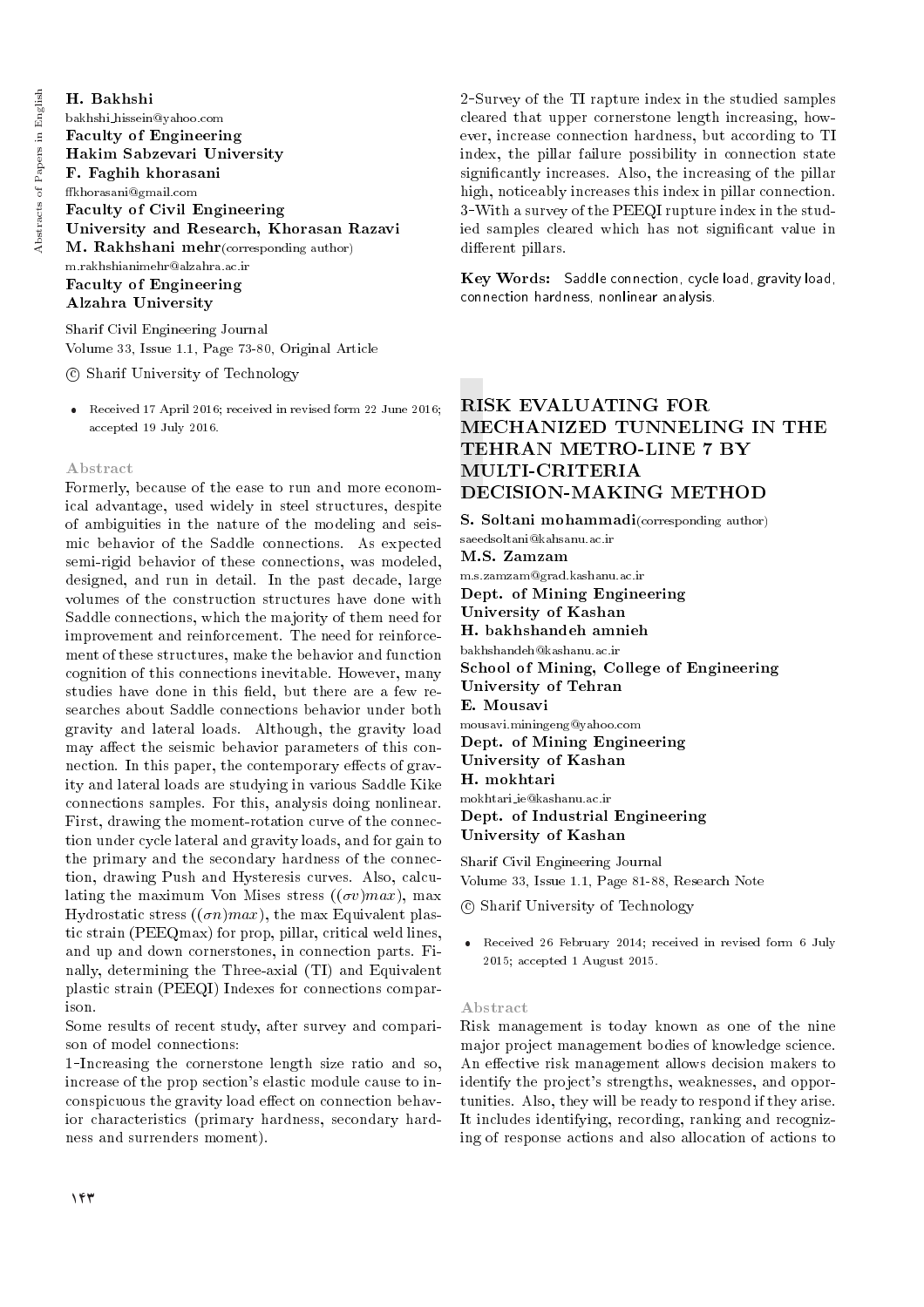**H. Bakhshi**
bakhshi_hissein@yahoo.com
**Faculty of Engineering**
**Hakim Sabzevari University**
**F. Faghih khorasani**
ffkhorasani@gmail.com
**Faculty of Civil Engineering**
**University and Research, Khorasan Razavi**
**M. Rakhshani mehr**(corresponding author)
m.rakhshianimehr@alzahra.ac.ir
**Faculty of Engineering**
**Alzahra University**

Sharif Civil Engineering Journal
Volume 33, Issue 1.1, Page 73-80, Original Article

© Sharif University of Technology

- Received 17 April 2016; received in revised form 22 June 2016; accepted 19 July 2016.

### Abstract

Formerly, because of the ease to run and more economical advantage, used widely in steel structures, despite of ambiguities in the nature of the modeling and seismic behavior of the Saddle connections. As expected semi-rigid behavior of these connections, was modeled, designed, and run in detail. In the past decade, large volumes of the construction structures have done with Saddle connections, which the majority of them need for improvement and reinforcement. The need for reinforcement of these structures, make the behavior and function cognition of this connections inevitable. However, many studies have done in this field, but there are a few researches about Saddle connections behavior under both gravity and lateral loads. Although, the gravity load may affect the seismic behavior parameters of this connection. In this paper, the contemporary effects of gravity and lateral loads are studying in various Saddle Kike connections samples. For this, analysis doing nonlinear. First, drawing the moment-rotation curve of the connection under cycle lateral and gravity loads, and for gain to the primary and the secondary hardness of the connection, drawing Push and Hysteresis curves. Also, calculating the maximum Von Mises stress ($(\sigma v)max$), max Hydrostatic stress ($(\sigma n)max$), the max Equivalent plastic strain (PEEQmax) for prop, pillar, critical weld lines, and up and down cornerstones, in connection parts. Finally, determining the Three-axial (TI) and Equivalent plastic strain (PEEQI) Indexes for connections comparison.

Some results of recent study, after survey and comparison of model connections:

1-Increasing the cornerstone length size ratio and so, increase of the prop section's elastic module cause to inconspicuous the gravity load effect on connection behavior characteristics (primary hardness, secondary hardness and surrenders moment).

2-Survey of the TI rapture index in the studied samples cleared that upper cornerstone length increasing, however, increase connection hardness, but according to TI index, the pillar failure possibility in connection state significantly increases. Also, the increasing of the pillar high, noticeably increases this index in pillar connection.

3-With a survey of the PEEQI rupture index in the studied samples cleared which has not significant value in different pillars.

**Key Words:** Saddle connection, cycle load, gravity load, connection hardness, nonlinear analysis.

## RISK EVALUATING FOR MECHANIZED TUNNELING IN THE TEHRAN METRO-LINE 7 BY MULTI-CRITERIA DECISION-MAKING METHOD

**S. Soltani mohammadi**(corresponding author)
saeedsoltani@kahsanu.ac.ir
**M.S. Zamzam**
m.s.zamzam@grad.kashanu.ac.ir
**Dept. of Mining Engineering**
**University of Kashan**
**H. bakhshandeh amnieh**
bakhshandeh@kashanu.ac.ir
**School of Mining, College of Engineering**
**University of Tehran**
**E. Mousavi**
mousavi.miningeng@yahoo.com
**Dept. of Mining Engineering**
**University of Kashan**
**H. mokhtari**
mokhtari_ie@kashanu.ac.ir
**Dept. of Industrial Engineering**
**University of Kashan**

Sharif Civil Engineering Journal
Volume 33, Issue 1.1, Page 81-88, Research Note

© Sharif University of Technology

- Received 26 February 2014; received in revised form 6 July 2015; accepted 1 August 2015.

### Abstract

Risk management is today known as one of the nine major project management bodies of knowledge science. An effective risk management allows decision makers to identify the project's strengths, weaknesses, and opportunities. Also, they will be ready to respond if they arise. It includes identifying, recording, ranking and recognizing of response actions and also allocation of actions to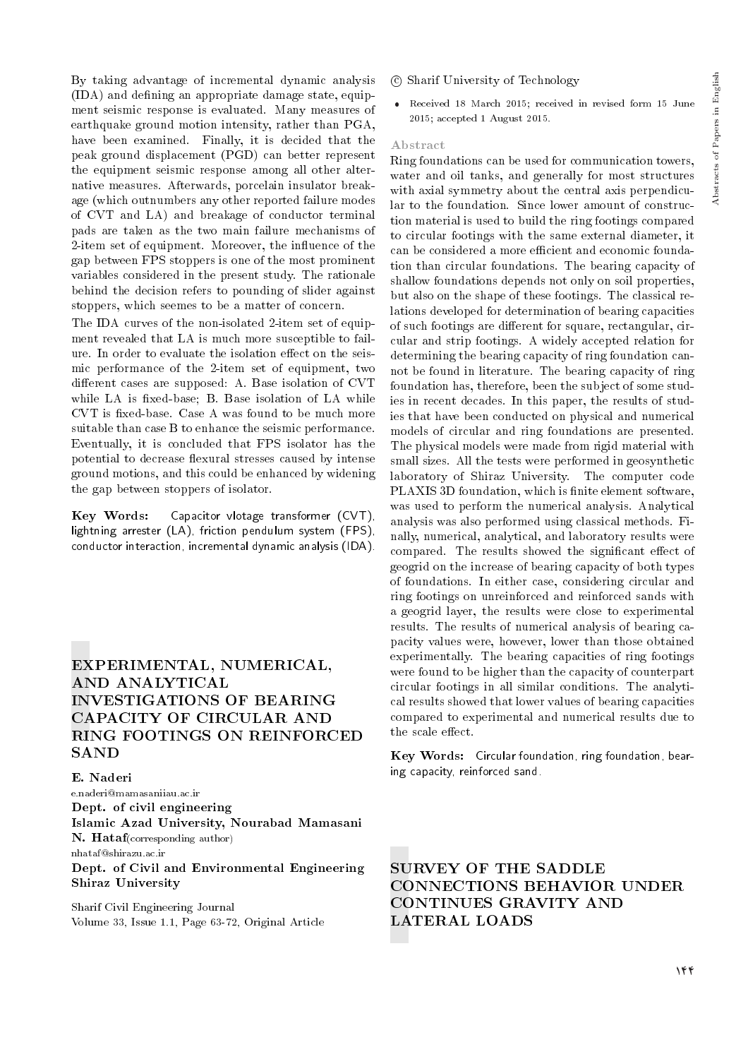By taking advantage of incremental dynamic analysis (IDA) and defining an appropriate damage state, equipment seismic response is evaluated. Many measures of earthquake ground motion intensity, rather than PGA, have been examined. Finally, it is decided that the peak ground displacement (PGD) can better represent the equipment seismic response among all other alternative measures. Afterwards, porcelain insulator breakage (which outnumbers any other reported failure modes of CVT and LA) and breakage of conductor terminal pads are taken as the two main failure mechanisms of 2-item set of equipment. Moreover, the influence of the gap between FPS stoppers is one of the most prominent variables considered in the present study. The rationale behind the decision refers to pounding of slider against stoppers, which seemes to be a matter of concern.

The IDA curves of the non-isolated 2-item set of equipment revealed that LA is much more susceptible to failure. In order to evaluate the isolation effect on the seismic performance of the 2-item set of equipment, two different cases are supposed: A. Base isolation of CVT while LA is fixed-base; B. Base isolation of LA while CVT is fixed-base. Case A was found to be much more suitable than case B to enhance the seismic performance. Eventually, it is concluded that FPS isolator has the potential to decrease flexural stresses caused by intense ground motions, and this could be enhanced by widening the gap between stoppers of isolator.

**Key Words:** Capacitor vlotage transformer (CVT), lightning arrester (LA), friction pendulum system (FPS), conductor interaction, incremental dynamic analysis (IDA).

## EXPERIMENTAL, NUMERICAL, AND ANALYTICAL INVESTIGATIONS OF BEARING CAPACITY OF CIRCULAR AND RING FOOTINGS ON REINFORCED SAND

**E. Naderi**
e.naderi@mamasaniiau.ac.ir
**Dept. of civil engineering**
**Islamic Azad University, Nourabad Mamasani**
**N. Hataf**(corresponding author)
nhataf@shirazu.ac.ir
**Dept. of Civil and Environmental Engineering**
**Shiraz University**

Sharif Civil Engineering Journal
Volume 33, Issue 1.1, Page 63-72, Original Article

© Sharif University of Technology

- Received 18 March 2015; received in revised form 15 June 2015; accepted 1 August 2015.

### Abstract

Ring foundations can be used for communication towers, water and oil tanks, and generally for most structures with axial symmetry about the central axis perpendicular to the foundation. Since lower amount of construction material is used to build the ring footings compared to circular footings with the same external diameter, it can be considered a more efficient and economic foundation than circular foundations. The bearing capacity of shallow foundations depends not only on soil properties, but also on the shape of these footings. The classical relations developed for determination of bearing capacities of such footings are different for square, rectangular, circular and strip footings. A widely accepted relation for determining the bearing capacity of ring foundation cannot be found in literature. The bearing capacity of ring foundation has, therefore, been the subject of some studies in recent decades. In this paper, the results of studies that have been conducted on physical and numerical models of circular and ring foundations are presented. The physical models were made from rigid material with small sizes. All the tests were performed in geosynthetic laboratory of Shiraz University. The computer code PLAXIS 3D foundation, which is finite element software, was used to perform the numerical analysis. Analytical analysis was also performed using classical methods. Finally, numerical, analytical, and laboratory results were compared. The results showed the significant effect of geogrid on the increase of bearing capacity of both types of foundations. In either case, considering circular and ring footings on unreinforced and reinforced sands with a geogrid layer, the results were close to experimental results. The results of numerical analysis of bearing capacity values were, however, lower than those obtained experimentally. The bearing capacities of ring footings were found to be higher than the capacity of counterpart circular footings in all similar conditions. The analytical results showed that lower values of bearing capacities compared to experimental and numerical results due to the scale effect.

**Key Words:** Circular foundation, ring foundation, bearing capacity, reinforced sand.

## SURVEY OF THE SADDLE CONNECTIONS BEHAVIOR UNDER CONTINUES GRAVITY AND LATERAL LOADS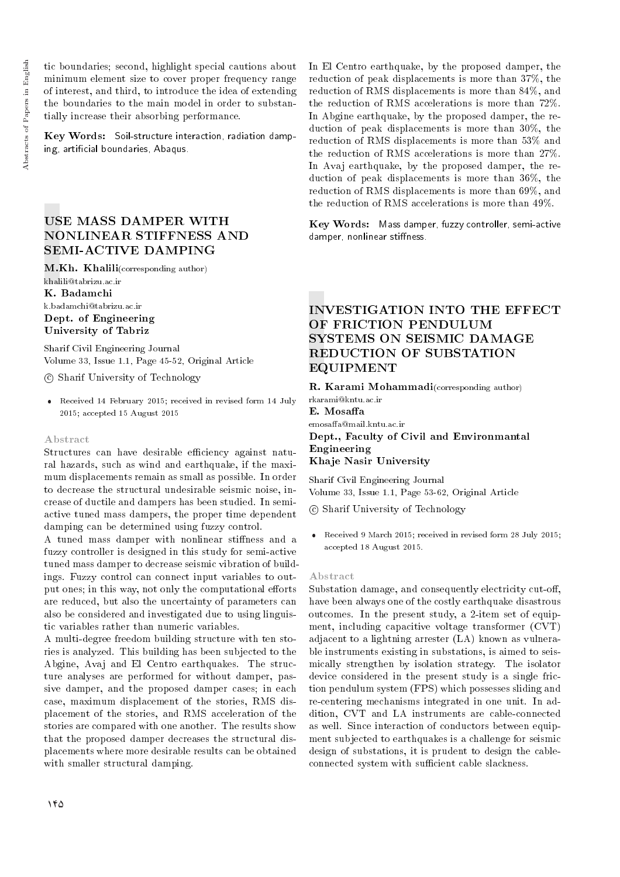tic boundaries; second, highlight special cautions about minimum element size to cover proper frequency range of interest, and third, to introduce the idea of extending the boundaries to the main model in order to substantially increase their absorbing performance.

**Key Words:** Soil-structure interaction, radiation damping, artificial boundaries, Abaqus.

## USE MASS DAMPER WITH NONLINEAR STIFFNESS AND SEMI-ACTIVE DAMPING

**M.Kh. Khalili**(corresponding author)
khalili@tabrizu.ac.ir
**K. Badamchi**
k.badamchi@tabrizu.ac.ir
**Dept. of Engineering**
**University of Tabriz**

Sharif Civil Engineering Journal
Volume 33, Issue 1.1, Page 45-52, Original Article

© Sharif University of Technology

- Received 14 February 2015; received in revised form 14 July 2015; accepted 15 August 2015

### Abstract

Structures can have desirable efficiency against natural hazards, such as wind and earthquake, if the maximum displacements remain as small as possible. In order to decrease the structural undesirable seismic noise, increase of ductile and dampers has been studied. In semi-active tuned mass dampers, the proper time dependent damping can be determined using fuzzy control.

A tuned mass damper with nonlinear stiffness and a fuzzy controller is designed in this study for semi-active tuned mass damper to decrease seismic vibration of buildings. Fuzzy control can connect input variables to output ones; in this way, not only the computational efforts are reduced, but also the uncertainty of parameters can also be considered and investigated due to using linguistic variables rather than numeric variables.

A multi-degree freedom building structure with ten stories is analyzed. This building has been subjected to the Abgine, Avaj and El Centro earthquakes. The structure analyses are performed for without damper, passive damper, and the proposed damper cases; in each case, maximum displacement of the stories, RMS displacement of the stories, and RMS acceleration of the stories are compared with one another. The results show that the proposed damper decreases the structural displacements where more desirable results can be obtained with smaller structural damping.

In El Centro earthquake, by the proposed damper, the reduction of peak displacements is more than 37%, the reduction of RMS displacements is more than 84%, and the reduction of RMS accelerations is more than 72%. In Abgine earthquake, by the proposed damper, the reduction of peak displacements is more than 30%, the reduction of RMS displacements is more than 53% and the reduction of RMS accelerations is more than 27%. In Avaj earthquake, by the proposed damper, the reduction of peak displacements is more than 36%, the reduction of RMS displacements is more than 69%, and the reduction of RMS accelerations is more than 49%.

**Key Words:** Mass damper, fuzzy controller, semi-active damper, nonlinear stiffness.

## INVESTIGATION INTO THE EFFECT OF FRICTION PENDULUM SYSTEMS ON SEISMIC DAMAGE REDUCTION OF SUBSTATION EQUIPMENT

**R. Karami Mohammadi**(corresponding author)
rkarami@kntu.ac.ir
**E. Mosaffa**
emosaffa@mail.kntu.ac.ir
**Dept., Faculty of Civil and Environmantal Engineering**
**Khaje Nasir University**

Sharif Civil Engineering Journal
Volume 33, Issue 1.1, Page 53-62, Original Article

© Sharif University of Technology

- Received 9 March 2015; received in revised form 28 July 2015; accepted 18 August 2015.

### Abstract

Substation damage, and consequently electricity cut-off, have been always one of the costly earthquake disastrous outcomes. In the present study, a 2-item set of equipment, including capacitive voltage transformer (CVT) adjacent to a lightning arrester (LA) known as vulnerable instruments existing in substations, is aimed to seismically strengthen by isolation strategy. The isolator device considered in the present study is a single friction pendulum system (FPS) which possesses sliding and re-centering mechanisms integrated in one unit. In addition, CVT and LA instruments are cable-connected as well. Since interaction of conductors between equipment subjected to earthquakes is a challenge for seismic design of substations, it is prudent to design the cable-connected system with sufficient cable slackness.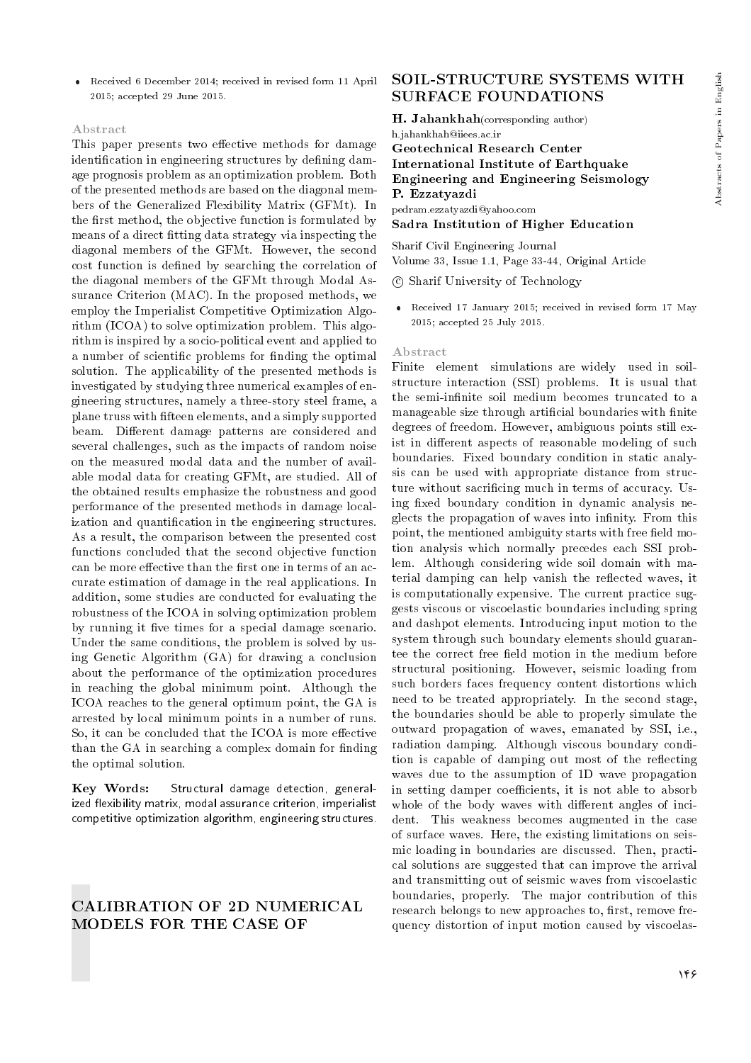- Received 6 December 2014; received in revised form 11 April 2015; accepted 29 June 2015.

### Abstract

This paper presents two effective methods for damage identification in engineering structures by defining damage prognosis problem as an optimization problem. Both of the presented methods are based on the diagonal members of the Generalized Flexibility Matrix (GFMt). In the first method, the objective function is formulated by means of a direct fitting data strategy via inspecting the diagonal members of the GFMt. However, the second cost function is defined by searching the correlation of the diagonal members of the GFMt through Modal Assurance Criterion (MAC). In the proposed methods, we employ the Imperialist Competitive Optimization Algorithm (ICOA) to solve optimization problem. This algorithm is inspired by a socio-political event and applied to a number of scientific problems for finding the optimal solution. The applicability of the presented methods is investigated by studying three numerical examples of engineering structures, namely a three-story steel frame, a plane truss with fifteen elements, and a simply supported beam. Different damage patterns are considered and several challenges, such as the impacts of random noise on the measured modal data and the number of available modal data for creating GFMt, are studied. All of the obtained results emphasize the robustness and good performance of the presented methods in damage localization and quantification in the engineering structures. As a result, the comparison between the presented cost functions concluded that the second objective function can be more effective than the first one in terms of an accurate estimation of damage in the real applications. In addition, some studies are conducted for evaluating the robustness of the ICOA in solving optimization problem by running it five times for a special damage scenario. Under the same conditions, the problem is solved by using Genetic Algorithm (GA) for drawing a conclusion about the performance of the optimization procedures in reaching the global minimum point. Although the ICOA reaches to the general optimum point, the GA is arrested by local minimum points in a number of runs. So, it can be concluded that the ICOA is more effective than the GA in searching a complex domain for finding the optimal solution.

**Key Words:** Structural damage detection, generalized flexibility matrix, modal assurance criterion, imperialist competitive optimization algorithm, engineering structures.

## CALIBRATION OF 2D NUMERICAL MODELS FOR THE CASE OF SOIL-STRUCTURE SYSTEMS WITH SURFACE FOUNDATIONS

**H. Jahankhah**(corresponding author)
h.jahankhah@iiees.ac.ir
**Geotechnical Research Center**
**International Institute of Earthquake Engineering and Engineering Seismology**
**P. Ezzatyazdi**
pedram.ezzatyazdi@yahoo.com
**Sadra Institution of Higher Education**

Sharif Civil Engineering Journal
Volume 33, Issue 1.1, Page 33-44, Original Article
© Sharif University of Technology

- Received 17 January 2015; received in revised form 17 May 2015; accepted 25 July 2015.

### Abstract

Finite element simulations are widely used in soil-structure interaction (SSI) problems. It is usual that the semi-infinite soil medium becomes truncated to a manageable size through artificial boundaries with finite degrees of freedom. However, ambiguous points still exist in different aspects of reasonable modeling of such boundaries. Fixed boundary condition in static analysis can be used with appropriate distance from structure without sacrificing much in terms of accuracy. Using fixed boundary condition in dynamic analysis neglects the propagation of waves into infinity. From this point, the mentioned ambiguity starts with free field motion analysis which normally precedes each SSI problem. Although considering wide soil domain with material damping can help vanish the reflected waves, it is computationally expensive. The current practice suggests viscous or viscoelastic boundaries including spring and dashpot elements. Introducing input motion to the system through such boundary elements should guarantee the correct free field motion in the medium before structural positioning. However, seismic loading from such borders faces frequency content distortions which need to be treated appropriately. In the second stage, the boundaries should be able to properly simulate the outward propagation of waves, emanated by SSI, i.e., radiation damping. Although viscous boundary condition is capable of damping out most of the reflecting waves due to the assumption of 1D wave propagation in setting damper coefficients, it is not able to absorb whole of the body waves with different angles of incident. This weakness becomes augmented in the case of surface waves. Here, the existing limitations on seismic loading in boundaries are discussed. Then, practical solutions are suggested that can improve the arrival and transmitting out of seismic waves from viscoelastic boundaries, properly. The major contribution of this research belongs to new approaches to, first, remove frequency distortion of input motion caused by viscoelas-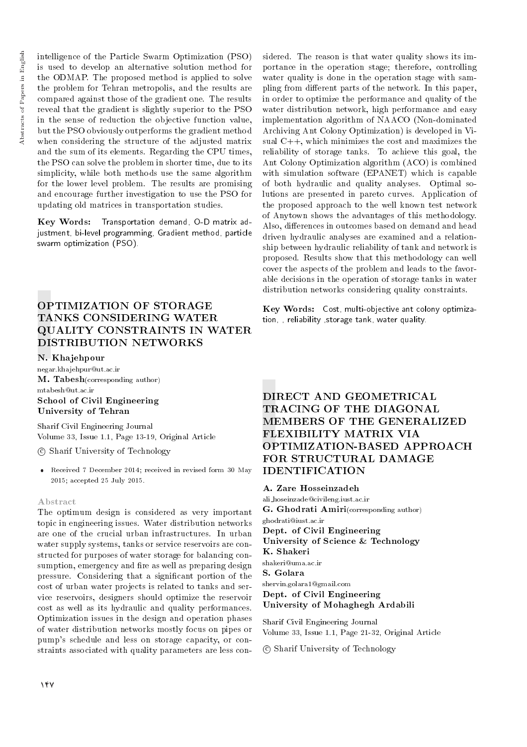intelligence of the Particle Swarm Optimization (PSO) is used to develop an alternative solution method for the ODMAP. The proposed method is applied to solve the problem for Tehran metropolis, and the results are compared against those of the gradient one. The results reveal that the gradient is slightly superior to the PSO in the sense of reduction the objective function value, but the PSO obviously outperforms the gradient method when considering the structure of the adjusted matrix and the sum of its elements. Regarding the CPU times, the PSO can solve the problem in shorter time, due to its simplicity, while both methods use the same algorithm for the lower level problem. The results are promising and encourage further investigation to use the PSO for updating old matrices in transportation studies.

**Key Words:** Transportation demand, O-D matrix adjustment, bi-level programming, Gradient method, particle swarm optimization (PSO).

## OPTIMIZATION OF STORAGE TANKS CONSIDERING WATER QUALITY CONSTRAINTS IN WATER DISTRIBUTION NETWORKS

**N. Khajehpour**
negar.khajehpour@ut.ac.ir
**M. Tabesh**(corresponding author)
mtabesh@ut.ac.ir
**School of Civil Engineering**
**University of Tehran**

Sharif Civil Engineering Journal
Volume 33, Issue 1.1, Page 13-19, Original Article

© Sharif University of Technology

- Received 7 December 2014; received in revised form 30 May 2015; accepted 25 July 2015.

### Abstract

The optimum design is considered as very important topic in engineering issues. Water distribution networks are one of the crucial urban infrastructures. In urban water supply systems, tanks or service reservoirs are constructed for purposes of water storage for balancing consumption, emergency and fire as well as preparing design pressure. Considering that a significant portion of the cost of urban water projects is related to tanks and service reservoirs, designers should optimize the reservoir cost as well as its hydraulic and quality performances. Optimization issues in the design and operation phases of water distribution networks mostly focus on pipes or pump's schedule and less on storage capacity, or constraints associated with quality parameters are less considered. The reason is that water quality shows its importance in the operation stage; therefore, controlling water quality is done in the operation stage with sampling from different parts of the network. In this paper, in order to optimize the performance and quality of the water distribution network, high performance and easy implementation algorithm of NAACO (Non-dominated Archiving Ant Colony Optimization) is developed in Visual C++, which minimizes the cost and maximizes the reliability of storage tanks. To achieve this goal, the Ant Colony Optimization algorithm (ACO) is combined with simulation software (EPANET) which is capable of both hydraulic and quality analyses. Optimal solutions are presented in pareto curves. Application of the proposed approach to the well known test network of Anytown shows the advantages of this methodology. Also, differences in outcomes based on demand and head driven hydraulic analyses are examined and a relationship between hydraulic reliability of tank and network is proposed. Results show that this methodology can well cover the aspects of the problem and leads to the favorable decisions in the operation of storage tanks in water distribution networks considering quality constraints.

**Key Words:** Cost, multi-objective ant colony optimization, , reliability ,storage tank, water quality.

## DIRECT AND GEOMETRICAL TRACING OF THE DIAGONAL MEMBERS OF THE GENERALIZED FLEXIBILITY MATRIX VIA OPTIMIZATION-BASED APPROACH FOR STRUCTURAL DAMAGE IDENTIFICATION

**A. Zare Hosseinzadeh**
ali_hoseinzade@civileng.iust.ac.ir
**G. Ghodrati Amiri**(corresponding author)
ghodrati@iust.ac.ir
**Dept. of Civil Engineering**
**University of Science & Technology**
**K. Shakeri**
shakeri@uma.ac.ir
**S. Golara**
shervin.golara1@gmail.com
**Dept. of Civil Engineering**
**University of Mohaghegh Ardabili**

Sharif Civil Engineering Journal
Volume 33, Issue 1.1, Page 21-32, Original Article

© Sharif University of Technology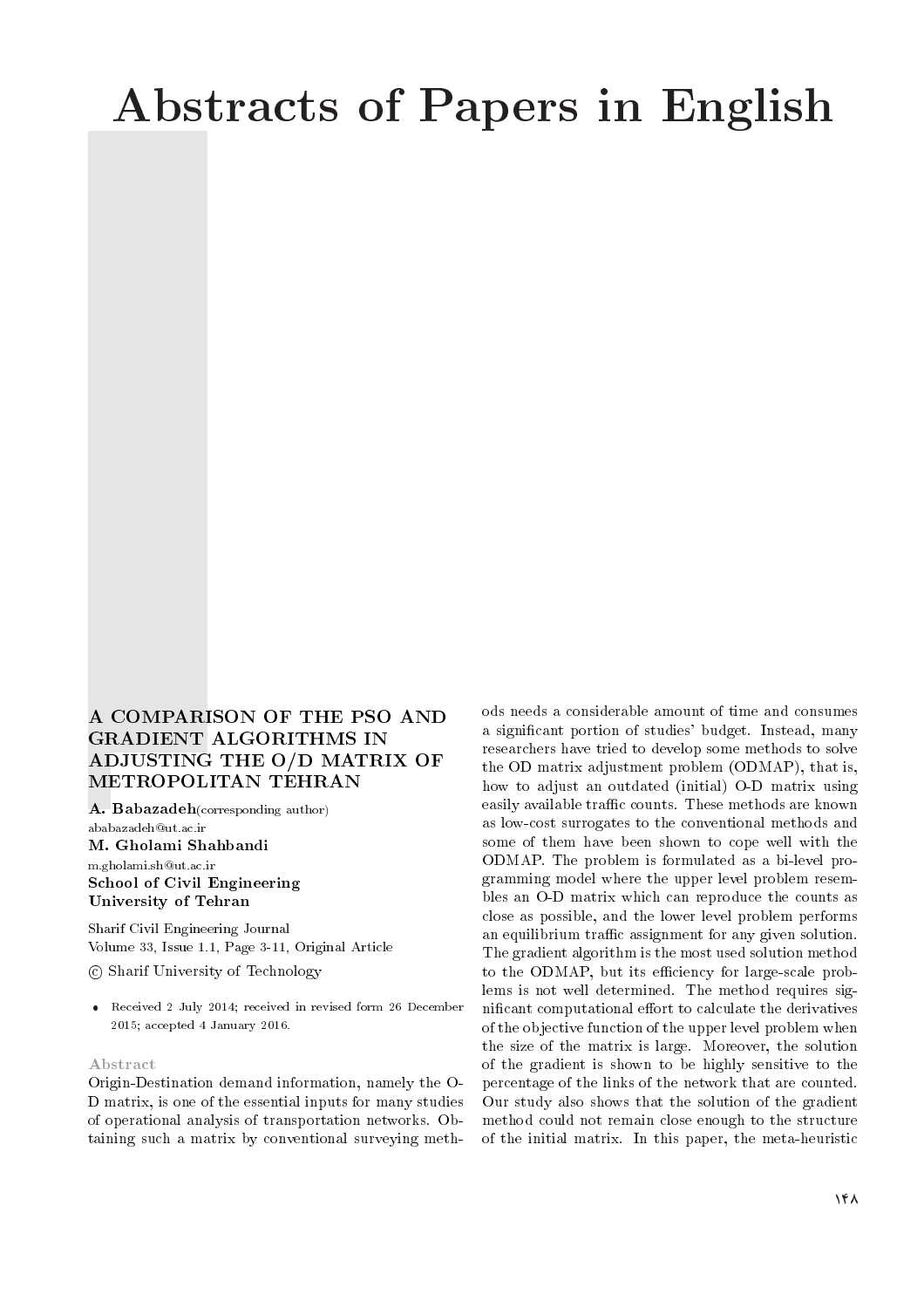# Abstracts of Papers in English

## A COMPARISON OF THE PSO AND GRADIENT ALGORITHMS IN ADJUSTING THE O/D MATRIX OF METROPOLITAN TEHRAN

**A. Babazadeh**(corresponding author)
ababazadeh@ut.ac.ir
**M. Gholami Shahbandi**
m.gholami.sh@ut.ac.ir
**School of Civil Engineering**
**University of Tehran**

Sharif Civil Engineering Journal
Volume 33, Issue 1.1, Page 3-11, Original Article
© Sharif University of Technology

- Received 2 July 2014; received in revised form 26 December 2015; accepted 4 January 2016.

### Abstract

Origin-Destination demand information, namely the O-D matrix, is one of the essential inputs for many studies of operational analysis of transportation networks. Obtaining such a matrix by conventional surveying methods needs a considerable amount of time and consumes a significant portion of studies' budget. Instead, many researchers have tried to develop some methods to solve the OD matrix adjustment problem (ODMAP), that is, how to adjust an outdated (initial) O-D matrix using easily available traffic counts. These methods are known as low-cost surrogates to the conventional methods and some of them have been shown to cope well with the ODMAP. The problem is formulated as a bi-level programming model where the upper level problem resembles an O-D matrix which can reproduce the counts as close as possible, and the lower level problem performs an equilibrium traffic assignment for any given solution. The gradient algorithm is the most used solution method to the ODMAP, but its efficiency for large-scale problems is not well determined. The method requires significant computational effort to calculate the derivatives of the objective function of the upper level problem when the size of the matrix is large. Moreover, the solution of the gradient is shown to be highly sensitive to the percentage of the links of the network that are counted. Our study also shows that the solution of the gradient method could not remain close enough to the structure of the initial matrix. In this paper, the meta-heuristic